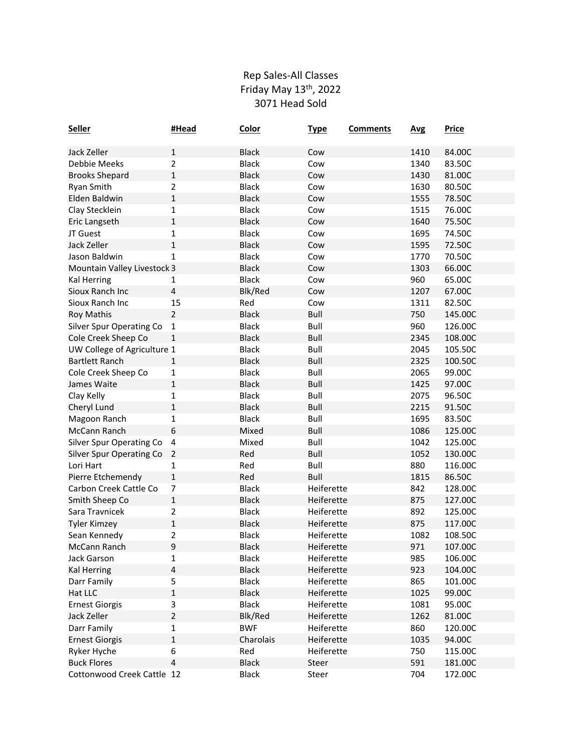# Rep Sales-All Classes

Friday May 13th, 2022

3071 Head Sold

| Seller | #Head | Color | Type | Comments | Avg | Price |
|---|---|---|---|---|---|---|
| Jack Zeller | 1 | Black | Cow | | 1410 | 84.00C |
| Debbie Meeks | 2 | Black | Cow | | 1340 | 83.50C |
| Brooks Shepard | 1 | Black | Cow | | 1430 | 81.00C |
| Ryan Smith | 2 | Black | Cow | | 1630 | 80.50C |
| Elden Baldwin | 1 | Black | Cow | | 1555 | 78.50C |
| Clay Stecklein | 1 | Black | Cow | | 1515 | 76.00C |
| Eric Langseth | 1 | Black | Cow | | 1640 | 75.50C |
| JT Guest | 1 | Black | Cow | | 1695 | 74.50C |
| Jack Zeller | 1 | Black | Cow | | 1595 | 72.50C |
| Jason Baldwin | 1 | Black | Cow | | 1770 | 70.50C |
| Mountain Valley Livestock | 3 | Black | Cow | | 1303 | 66.00C |
| Kal Herring | 1 | Black | Cow | | 960 | 65.00C |
| Sioux Ranch Inc | 4 | Blk/Red | Cow | | 1207 | 67.00C |
| Sioux Ranch Inc | 15 | Red | Cow | | 1311 | 82.50C |
| Roy Mathis | 2 | Black | Bull | | 750 | 145.00C |
| Silver Spur Operating Co | 1 | Black | Bull | | 960 | 126.00C |
| Cole Creek Sheep Co | 1 | Black | Bull | | 2345 | 108.00C |
| UW College of Agriculture | 1 | Black | Bull | | 2045 | 105.50C |
| Bartlett Ranch | 1 | Black | Bull | | 2325 | 100.50C |
| Cole Creek Sheep Co | 1 | Black | Bull | | 2065 | 99.00C |
| James Waite | 1 | Black | Bull | | 1425 | 97.00C |
| Clay Kelly | 1 | Black | Bull | | 2075 | 96.50C |
| Cheryl Lund | 1 | Black | Bull | | 2215 | 91.50C |
| Magoon Ranch | 1 | Black | Bull | | 1695 | 83.50C |
| McCann Ranch | 6 | Mixed | Bull | | 1086 | 125.00C |
| Silver Spur Operating Co | 4 | Mixed | Bull | | 1042 | 125.00C |
| Silver Spur Operating Co | 2 | Red | Bull | | 1052 | 130.00C |
| Lori Hart | 1 | Red | Bull | | 880 | 116.00C |
| Pierre Etchemendy | 1 | Red | Bull | | 1815 | 86.50C |
| Carbon Creek Cattle Co | 7 | Black | Heiferette | | 842 | 128.00C |
| Smith Sheep Co | 1 | Black | Heiferette | | 875 | 127.00C |
| Sara Travnicek | 2 | Black | Heiferette | | 892 | 125.00C |
| Tyler Kimzey | 1 | Black | Heiferette | | 875 | 117.00C |
| Sean Kennedy | 2 | Black | Heiferette | | 1082 | 108.50C |
| McCann Ranch | 9 | Black | Heiferette | | 971 | 107.00C |
| Jack Garson | 1 | Black | Heiferette | | 985 | 106.00C |
| Kal Herring | 4 | Black | Heiferette | | 923 | 104.00C |
| Darr Family | 5 | Black | Heiferette | | 865 | 101.00C |
| Hat LLC | 1 | Black | Heiferette | | 1025 | 99.00C |
| Ernest Giorgis | 3 | Black | Heiferette | | 1081 | 95.00C |
| Jack Zeller | 2 | Blk/Red | Heiferette | | 1262 | 81.00C |
| Darr Family | 1 | BWF | Heiferette | | 860 | 120.00C |
| Ernest Giorgis | 1 | Charolais | Heiferette | | 1035 | 94.00C |
| Ryker Hyche | 6 | Red | Heiferette | | 750 | 115.00C |
| Buck Flores | 4 | Black | Steer | | 591 | 181.00C |
| Cottonwood Creek Cattle | 12 | Black | Steer | | 704 | 172.00C |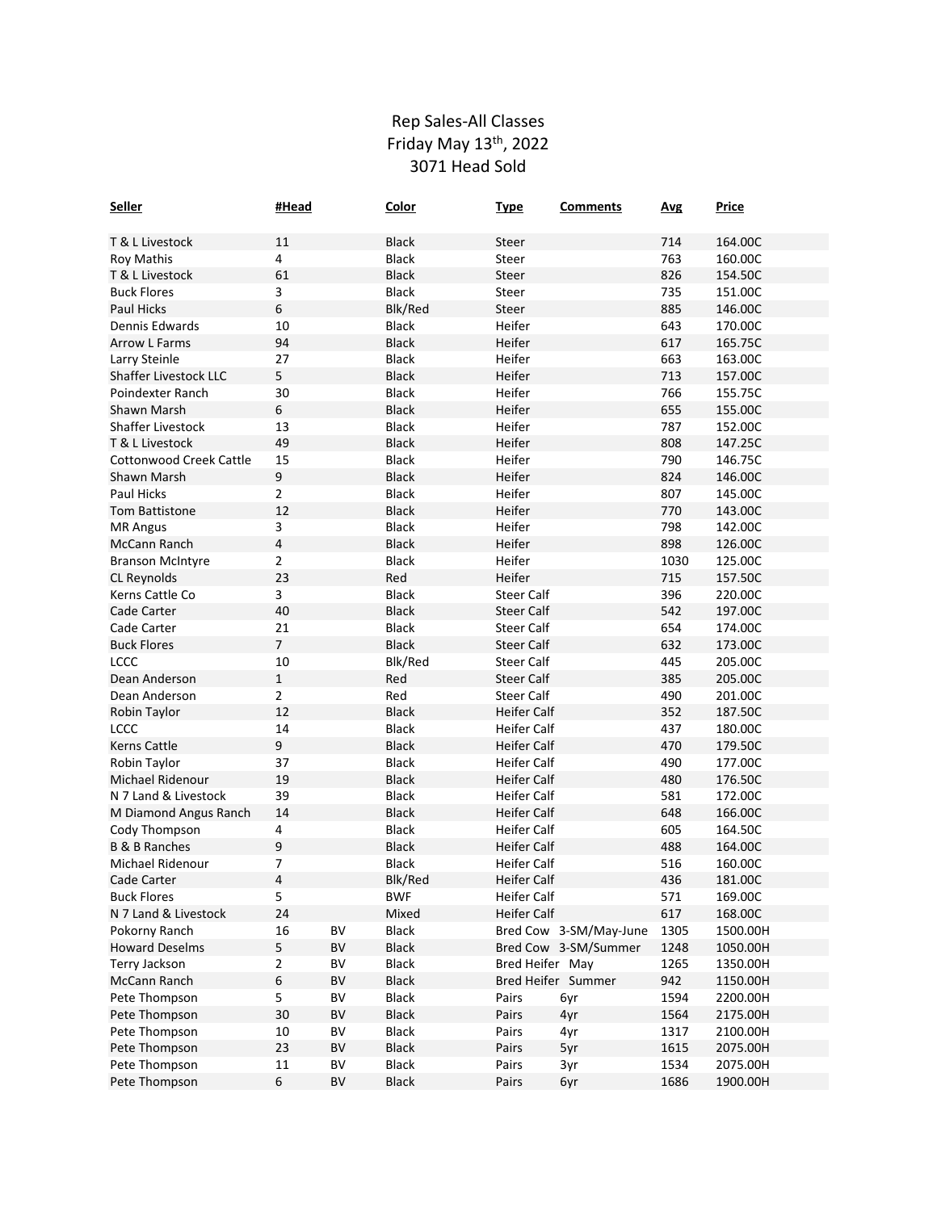# Rep Sales-All Classes

Friday May 13th, 2022

3071 Head Sold

| Seller | #Head | | Color | Type | Comments | Avg | Price |
|---|---|---|---|---|---|---|---|
| T & L Livestock | 11 | | Black | Steer | | 714 | 164.00C |
| Roy Mathis | 4 | | Black | Steer | | 763 | 160.00C |
| T & L Livestock | 61 | | Black | Steer | | 826 | 154.50C |
| Buck Flores | 3 | | Black | Steer | | 735 | 151.00C |
| Paul Hicks | 6 | | Blk/Red | Steer | | 885 | 146.00C |
| Dennis Edwards | 10 | | Black | Heifer | | 643 | 170.00C |
| Arrow L Farms | 94 | | Black | Heifer | | 617 | 165.75C |
| Larry Steinle | 27 | | Black | Heifer | | 663 | 163.00C |
| Shaffer Livestock LLC | 5 | | Black | Heifer | | 713 | 157.00C |
| Poindexter Ranch | 30 | | Black | Heifer | | 766 | 155.75C |
| Shawn Marsh | 6 | | Black | Heifer | | 655 | 155.00C |
| Shaffer Livestock | 13 | | Black | Heifer | | 787 | 152.00C |
| T & L Livestock | 49 | | Black | Heifer | | 808 | 147.25C |
| Cottonwood Creek Cattle | 15 | | Black | Heifer | | 790 | 146.75C |
| Shawn Marsh | 9 | | Black | Heifer | | 824 | 146.00C |
| Paul Hicks | 2 | | Black | Heifer | | 807 | 145.00C |
| Tom Battistone | 12 | | Black | Heifer | | 770 | 143.00C |
| MR Angus | 3 | | Black | Heifer | | 798 | 142.00C |
| McCann Ranch | 4 | | Black | Heifer | | 898 | 126.00C |
| Branson McIntyre | 2 | | Black | Heifer | | 1030 | 125.00C |
| CL Reynolds | 23 | | Red | Heifer | | 715 | 157.50C |
| Kerns Cattle Co | 3 | | Black | Steer Calf | | 396 | 220.00C |
| Cade Carter | 40 | | Black | Steer Calf | | 542 | 197.00C |
| Cade Carter | 21 | | Black | Steer Calf | | 654 | 174.00C |
| Buck Flores | 7 | | Black | Steer Calf | | 632 | 173.00C |
| LCCC | 10 | | Blk/Red | Steer Calf | | 445 | 205.00C |
| Dean Anderson | 1 | | Red | Steer Calf | | 385 | 205.00C |
| Dean Anderson | 2 | | Red | Steer Calf | | 490 | 201.00C |
| Robin Taylor | 12 | | Black | Heifer Calf | | 352 | 187.50C |
| LCCC | 14 | | Black | Heifer Calf | | 437 | 180.00C |
| Kerns Cattle | 9 | | Black | Heifer Calf | | 470 | 179.50C |
| Robin Taylor | 37 | | Black | Heifer Calf | | 490 | 177.00C |
| Michael Ridenour | 19 | | Black | Heifer Calf | | 480 | 176.50C |
| N 7 Land & Livestock | 39 | | Black | Heifer Calf | | 581 | 172.00C |
| M Diamond Angus Ranch | 14 | | Black | Heifer Calf | | 648 | 166.00C |
| Cody Thompson | 4 | | Black | Heifer Calf | | 605 | 164.50C |
| B & B Ranches | 9 | | Black | Heifer Calf | | 488 | 164.00C |
| Michael Ridenour | 7 | | Black | Heifer Calf | | 516 | 160.00C |
| Cade Carter | 4 | | Blk/Red | Heifer Calf | | 436 | 181.00C |
| Buck Flores | 5 | | BWF | Heifer Calf | | 571 | 169.00C |
| N 7 Land & Livestock | 24 | | Mixed | Heifer Calf | | 617 | 168.00C |
| Pokorny Ranch | 16 | BV | Black | Bred Cow | 3-SM/May-June | 1305 | 1500.00H |
| Howard Deselms | 5 | BV | Black | Bred Cow | 3-SM/Summer | 1248 | 1050.00H |
| Terry Jackson | 2 | BV | Black | Bred Heifer | May | 1265 | 1350.00H |
| McCann Ranch | 6 | BV | Black | Bred Heifer | Summer | 942 | 1150.00H |
| Pete Thompson | 5 | BV | Black | Pairs | 6yr | 1594 | 2200.00H |
| Pete Thompson | 30 | BV | Black | Pairs | 4yr | 1564 | 2175.00H |
| Pete Thompson | 10 | BV | Black | Pairs | 4yr | 1317 | 2100.00H |
| Pete Thompson | 23 | BV | Black | Pairs | 5yr | 1615 | 2075.00H |
| Pete Thompson | 11 | BV | Black | Pairs | 3yr | 1534 | 2075.00H |
| Pete Thompson | 6 | BV | Black | Pairs | 6yr | 1686 | 1900.00H |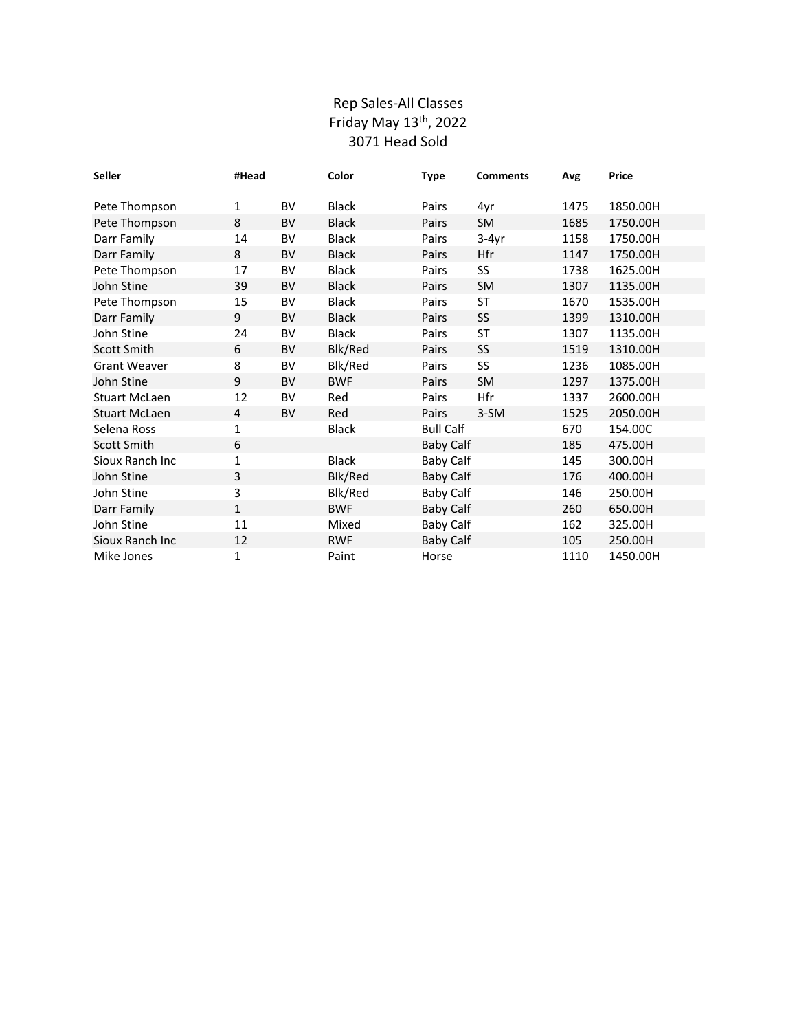Rep Sales-All Classes

Friday May 13th, 2022

3071 Head Sold

| Seller | #Head | | Color | Type | Comments | Avg | Price |
|---|---|---|---|---|---|---|---|
| Pete Thompson | 1 | BV | Black | Pairs | 4yr | 1475 | 1850.00H |
| Pete Thompson | 8 | BV | Black | Pairs | SM | 1685 | 1750.00H |
| Darr Family | 14 | BV | Black | Pairs | 3-4yr | 1158 | 1750.00H |
| Darr Family | 8 | BV | Black | Pairs | Hfr | 1147 | 1750.00H |
| Pete Thompson | 17 | BV | Black | Pairs | SS | 1738 | 1625.00H |
| John Stine | 39 | BV | Black | Pairs | SM | 1307 | 1135.00H |
| Pete Thompson | 15 | BV | Black | Pairs | ST | 1670 | 1535.00H |
| Darr Family | 9 | BV | Black | Pairs | SS | 1399 | 1310.00H |
| John Stine | 24 | BV | Black | Pairs | ST | 1307 | 1135.00H |
| Scott Smith | 6 | BV | Blk/Red | Pairs | SS | 1519 | 1310.00H |
| Grant Weaver | 8 | BV | Blk/Red | Pairs | SS | 1236 | 1085.00H |
| John Stine | 9 | BV | BWF | Pairs | SM | 1297 | 1375.00H |
| Stuart McLaen | 12 | BV | Red | Pairs | Hfr | 1337 | 2600.00H |
| Stuart McLaen | 4 | BV | Red | Pairs | 3-SM | 1525 | 2050.00H |
| Selena Ross | 1 | | Black | Bull Calf | | 670 | 154.00C |
| Scott Smith | 6 | | | Baby Calf | | 185 | 475.00H |
| Sioux Ranch Inc | 1 | | Black | Baby Calf | | 145 | 300.00H |
| John Stine | 3 | | Blk/Red | Baby Calf | | 176 | 400.00H |
| John Stine | 3 | | Blk/Red | Baby Calf | | 146 | 250.00H |
| Darr Family | 1 | | BWF | Baby Calf | | 260 | 650.00H |
| John Stine | 11 | | Mixed | Baby Calf | | 162 | 325.00H |
| Sioux Ranch Inc | 12 | | RWF | Baby Calf | | 105 | 250.00H |
| Mike Jones | 1 | | Paint | Horse | | 1110 | 1450.00H |